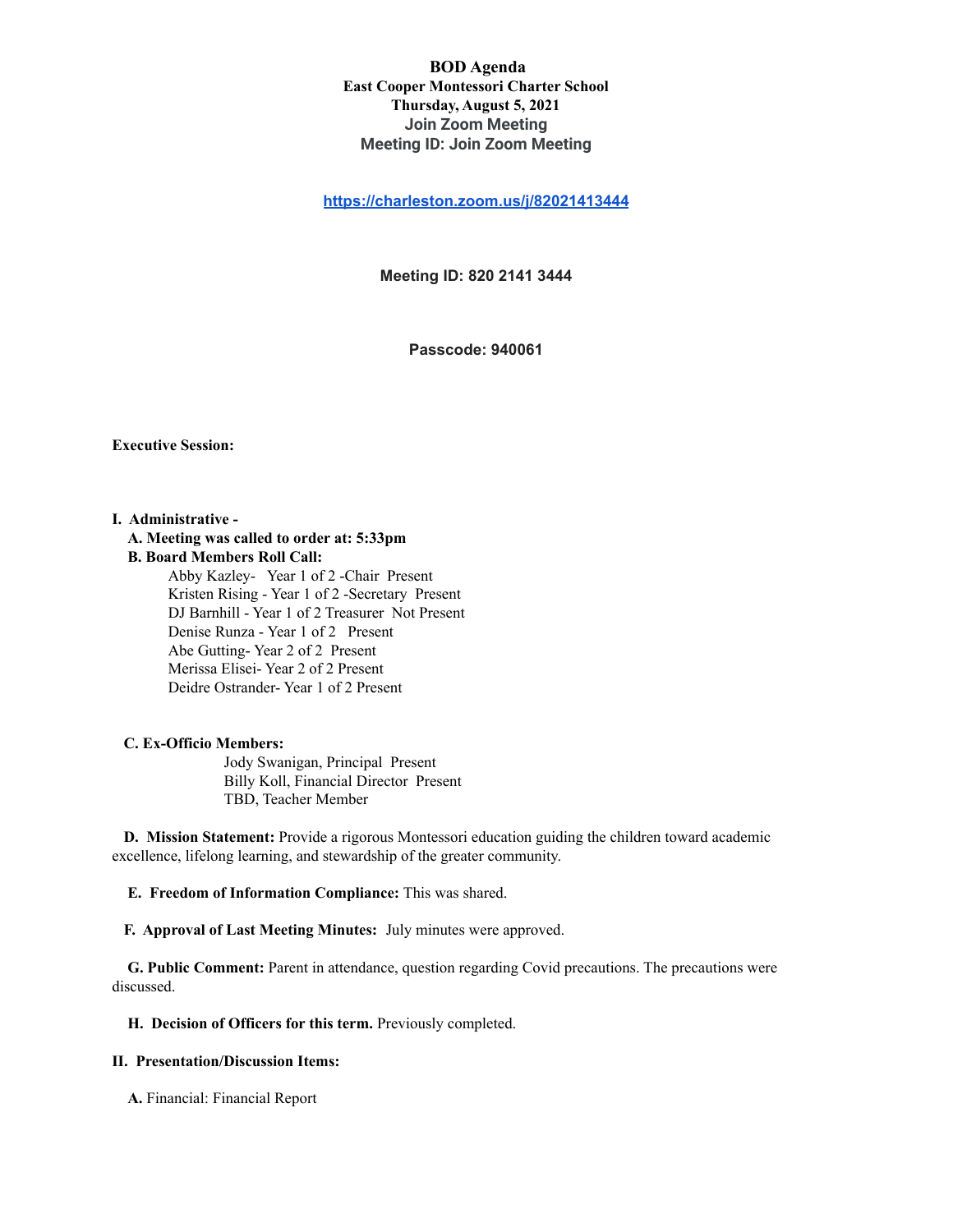**BOD Agenda**
**East Cooper Montessori Charter School**
**Thursday, August 5, 2021**
**Join Zoom Meeting**
**Meeting ID: Join Zoom Meeting**

**https://charleston.zoom.us/j/82021413444**

**Meeting ID: 820 2141 3444**

**Passcode: 940061**

**Executive Session:**

**I. Administrative -**

**A. Meeting was called to order at: 5:33pm**

**B. Board Members Roll Call:**

Abby Kazley- Year 1 of 2 -Chair Present
Kristen Rising - Year 1 of 2 -Secretary Present
DJ Barnhill - Year 1 of 2 Treasurer Not Present
Denise Runza - Year 1 of 2 Present
Abe Gutting- Year 2 of 2 Present
Merissa Elisei- Year 2 of 2 Present
Deidre Ostrander- Year 1 of 2 Present

**C. Ex-Officio Members:**

Jody Swanigan, Principal Present
Billy Koll, Financial Director Present
TBD, Teacher Member

**D. Mission Statement:** Provide a rigorous Montessori education guiding the children toward academic excellence, lifelong learning, and stewardship of the greater community.

**E. Freedom of Information Compliance:** This was shared.

**F. Approval of Last Meeting Minutes:** July minutes were approved.

**G. Public Comment:** Parent in attendance, question regarding Covid precautions. The precautions were discussed.

**H. Decision of Officers for this term.** Previously completed.

**II. Presentation/Discussion Items:**

**A.** Financial: Financial Report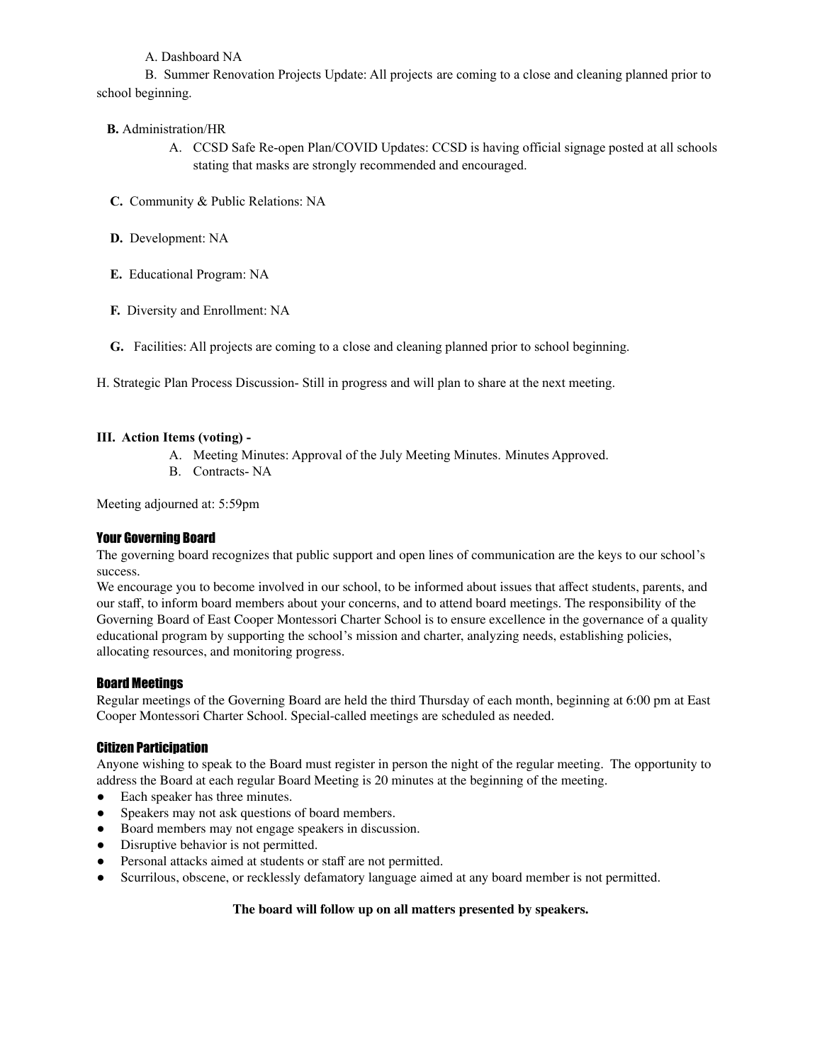A. Dashboard NA

B. Summer Renovation Projects Update: All projects are coming to a close and cleaning planned prior to school beginning.

**B.** Administration/HR

A. CCSD Safe Re-open Plan/COVID Updates: CCSD is having official signage posted at all schools stating that masks are strongly recommended and encouraged.

**C.** Community & Public Relations: NA

**D.** Development: NA

**E.** Educational Program: NA

**F.** Diversity and Enrollment: NA

**G.** Facilities: All projects are coming to a close and cleaning planned prior to school beginning.

H. Strategic Plan Process Discussion- Still in progress and will plan to share at the next meeting.

**III. Action Items (voting) -**

A. Meeting Minutes: Approval of the July Meeting Minutes. Minutes Approved.
B. Contracts- NA

Meeting adjourned at: 5:59pm

## Your Governing Board

The governing board recognizes that public support and open lines of communication are the keys to our school's success.

We encourage you to become involved in our school, to be informed about issues that affect students, parents, and our staff, to inform board members about your concerns, and to attend board meetings. The responsibility of the Governing Board of East Cooper Montessori Charter School is to ensure excellence in the governance of a quality educational program by supporting the school's mission and charter, analyzing needs, establishing policies, allocating resources, and monitoring progress.

## Board Meetings

Regular meetings of the Governing Board are held the third Thursday of each month, beginning at 6:00 pm at East Cooper Montessori Charter School. Special-called meetings are scheduled as needed.

## Citizen Participation

Anyone wishing to speak to the Board must register in person the night of the regular meeting. The opportunity to address the Board at each regular Board Meeting is 20 minutes at the beginning of the meeting.

- Each speaker has three minutes.
- Speakers may not ask questions of board members.
- Board members may not engage speakers in discussion.
- Disruptive behavior is not permitted.
- Personal attacks aimed at students or staff are not permitted.
- Scurrilous, obscene, or recklessly defamatory language aimed at any board member is not permitted.

**The board will follow up on all matters presented by speakers.**